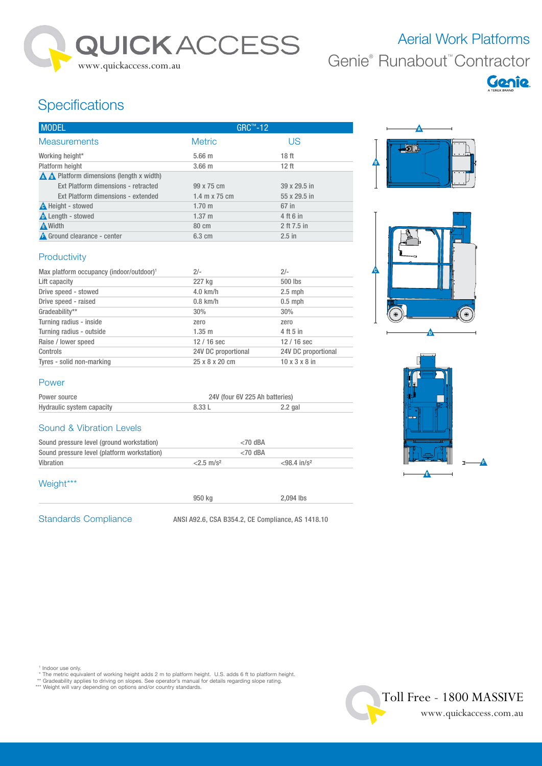# QUICKACCESS

www.quickaccess.com.au

## Aerial Work Platforms

## Genie® Runabout™ Contractor

# Specifications

| MODEL | GRC™-12 | |
|---|---|---|
| **Measurements** | **Metric** | **US** |
| Working height* | 5.66 m | 18 ft |
| Platform height | 3.66 m | 12 ft |
| A B Platform dimensions (length x width) | | |
| Ext Platform dimensions - retracted | 99 x 75 cm | 39 x 29.5 in |
| Ext Platform dimensions - extended | 1.4 m x 75 cm | 55 x 29.5 in |
| C Height - stowed | 1.70 m | 67 in |
| D Length - stowed | 1.37 m | 4 ft 6 in |
| E Width | 80 cm | 2 ft 7.5 in |
| F Ground clearance - center | 6.3 cm | 2.5 in |

### Productivity

| | | |
|---|---|---|
| Max platform occupancy (indoor/outdoor)[1] | 2/- | 2/- |
| Lift capacity | 227 kg | 500 lbs |
| Drive speed - stowed | 4.0 km/h | 2.5 mph |
| Drive speed - raised | 0.8 km/h | 0.5 mph |
| Gradeability** | 30% | 30% |
| Turning radius - inside | zero | zero |
| Turning radius - outside | 1.35 m | 4 ft 5 in |
| Raise / lower speed | 12 / 16 sec | 12 / 16 sec |
| Controls | 24V DC proportional | 24V DC proportional |
| Tyres - solid non-marking | 25 x 8 x 20 cm | 10 x 3 x 8 in |

### Power

| | | |
|---|---|---|
| Power source | 24V (four 6V 225 Ah batteries) | |
| Hydraulic system capacity | 8.33 L | 2.2 gal |

### Sound & Vibration Levels

| | | |
|---|---|---|
| Sound pressure level (ground workstation) | <70 dBA | |
| Sound pressure level (platform workstation) | <70 dBA | |
| Vibration | <2.5 m/s² | <98.4 in/s² |

### Weight***

| | | |
|---|---|---|
| | 950 kg | 2,094 lbs |

### Standards Compliance

ANSI A92.6, CSA B354.2, CE Compliance, AS 1418.10

[1] Indoor use only.
\* The metric equivalent of working height adds 2 m to platform height. U.S. adds 6 ft to platform height.
\** Gradeability applies to driving on slopes. See operator's manual for details regarding slope rating.
\*** Weight will vary depending on options and/or country standards.

Toll Free - 1800 MASSIVE
www.quickaccess.com.au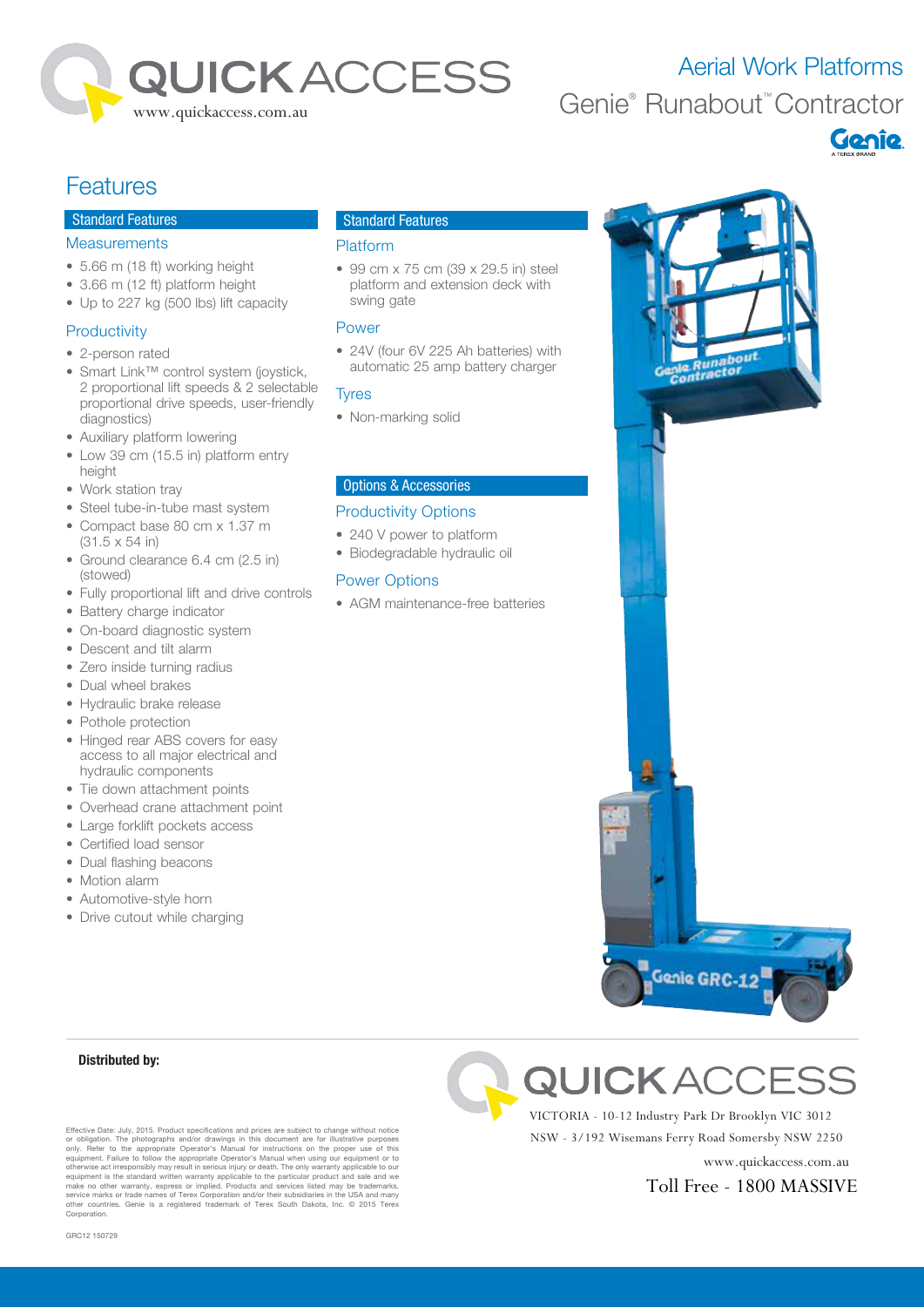# QUICK ACCESS

www.quickaccess.com.au

## Aerial Work Platforms

## Genie® Runabout™ Contractor

# Features

### Standard Features

#### Measurements

- 5.66 m (18 ft) working height
- 3.66 m (12 ft) platform height
- Up to 227 kg (500 lbs) lift capacity

#### Productivity

- 2-person rated
- Smart Link™ control system (joystick, 2 proportional lift speeds & 2 selectable proportional drive speeds, user-friendly diagnostics)
- Auxiliary platform lowering
- Low 39 cm (15.5 in) platform entry height
- Work station tray
- Steel tube-in-tube mast system
- Compact base 80 cm x 1.37 m (31.5 x 54 in)
- Ground clearance 6.4 cm (2.5 in) (stowed)
- Fully proportional lift and drive controls
- Battery charge indicator
- On-board diagnostic system
- Descent and tilt alarm
- Zero inside turning radius
- Dual wheel brakes
- Hydraulic brake release
- Pothole protection
- Hinged rear ABS covers for easy access to all major electrical and hydraulic components
- Tie down attachment points
- Overhead crane attachment point
- Large forklift pockets access
- Certified load sensor
- Dual flashing beacons
- Motion alarm
- Automotive-style horn
- Drive cutout while charging

### Standard Features

#### Platform

- 99 cm x 75 cm (39 x 29.5 in) steel platform and extension deck with swing gate

#### Power

- 24V (four 6V 225 Ah batteries) with automatic 25 amp battery charger

#### Tyres

- Non-marking solid

### Options & Accessories

#### Productivity Options

- 240 V power to platform
- Biodegradable hydraulic oil

#### Power Options

- AGM maintenance-free batteries

**Distributed by:**

QUICK ACCESS

VICTORIA - 10-12 Industry Park Dr Brooklyn VIC 3012

NSW - 3/192 Wisemans Ferry Road Somersby NSW 2250

www.quickaccess.com.au

Toll Free - 1800 MASSIVE

Effective Date: July, 2015. Product specifications and prices are subject to change without notice or obligation. The photographs and/or drawings in this document are for illustrative purposes only. Refer to the appropriate Operator's Manual for instructions on the proper use of this equipment. Failure to follow the appropriate Operator's Manual when using our equipment or to otherwise act irresponsibly may result in serious injury or death. The only warranty applicable to our equipment is the standard written warranty applicable to the particular product and sale and we make no other warranty, express or implied. Products and services listed may be trademarks, service marks or trade names of Terex Corporation and/or their subsidiaries in the USA and many other countries. Genie is a registered trademark of Terex South Dakota, Inc. © 2015 Terex Corporation.

GRC12 150729